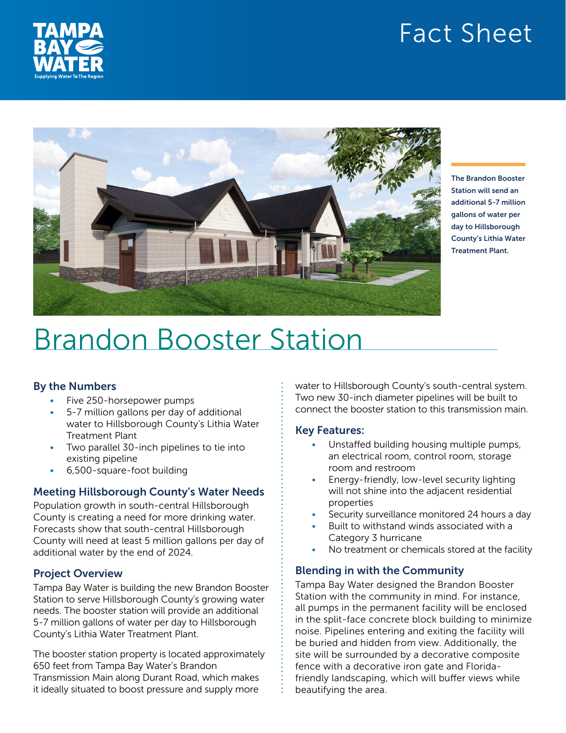Fact Sheet

The Brandon Booster Station will send an additional 5-7 million gallons of water per day to Hillsborough County's Lithia Water Treatment Plant.

# Brandon Booster Station

## By the Numbers

- Five 250-horsepower pumps
- 5-7 million gallons per day of additional water to Hillsborough County's Lithia Water Treatment Plant
- Two parallel 30-inch pipelines to tie into existing pipeline
- 6,500-square-foot building

## Meeting Hillsborough County's Water Needs

Population growth in south-central Hillsborough County is creating a need for more drinking water. Forecasts show that south-central Hillsborough County will need at least 5 million gallons per day of additional water by the end of 2024.

## Project Overview

Tampa Bay Water is building the new Brandon Booster Station to serve Hillsborough County's growing water needs. The booster station will provide an additional 5-7 million gallons of water per day to Hillsborough County's Lithia Water Treatment Plant.

The booster station property is located approximately 650 feet from Tampa Bay Water's Brandon Transmission Main along Durant Road, which makes it ideally situated to boost pressure and supply more water to Hillsborough County's south-central system. Two new 30-inch diameter pipelines will be built to connect the booster station to this transmission main.

## Key Features:

- Unstaffed building housing multiple pumps, an electrical room, control room, storage room and restroom
- Energy-friendly, low-level security lighting will not shine into the adjacent residential properties
- Security surveillance monitored 24 hours a day
- Built to withstand winds associated with a Category 3 hurricane
- No treatment or chemicals stored at the facility

## Blending in with the Community

Tampa Bay Water designed the Brandon Booster Station with the community in mind. For instance, all pumps in the permanent facility will be enclosed in the split-face concrete block building to minimize noise. Pipelines entering and exiting the facility will be buried and hidden from view. Additionally, the site will be surrounded by a decorative composite fence with a decorative iron gate and Florida-friendly landscaping, which will buffer views while beautifying the area.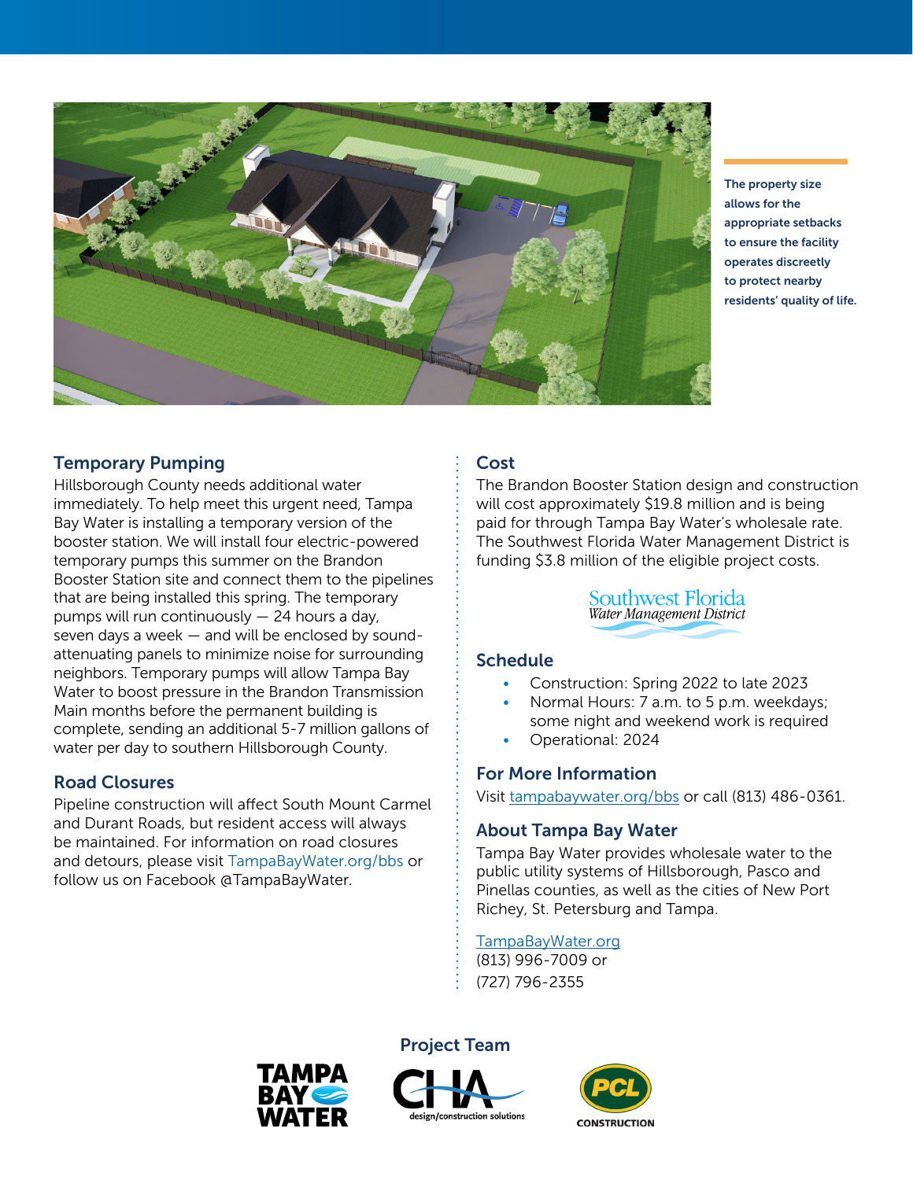The property size allows for the appropriate setbacks to ensure the facility operates discreetly to protect nearby residents' quality of life.

## Temporary Pumping

Hillsborough County needs additional water immediately. To help meet this urgent need, Tampa Bay Water is installing a temporary version of the booster station. We will install four electric-powered temporary pumps this summer on the Brandon Booster Station site and connect them to the pipelines that are being installed this spring. The temporary pumps will run continuously — 24 hours a day, seven days a week — and will be enclosed by sound-attenuating panels to minimize noise for surrounding neighbors. Temporary pumps will allow Tampa Bay Water to boost pressure in the Brandon Transmission Main months before the permanent building is complete, sending an additional 5-7 million gallons of water per day to southern Hillsborough County.

## Road Closures

Pipeline construction will affect South Mount Carmel and Durant Roads, but resident access will always be maintained. For information on road closures and detours, please visit TampaBayWater.org/bbs or follow us on Facebook @TampaBayWater.

## Cost

The Brandon Booster Station design and construction will cost approximately $19.8 million and is being paid for through Tampa Bay Water's wholesale rate. The Southwest Florida Water Management District is funding $3.8 million of the eligible project costs.

Southwest Florida Water Management District

## Schedule

- Construction: Spring 2022 to late 2023
- Normal Hours: 7 a.m. to 5 p.m. weekdays; some night and weekend work is required
- Operational: 2024

## For More Information

Visit tampabaywater.org/bbs or call (813) 486-0361.

## About Tampa Bay Water

Tampa Bay Water provides wholesale water to the public utility systems of Hillsborough, Pasco and Pinellas counties, as well as the cities of New Port Richey, St. Petersburg and Tampa.

TampaBayWater.org
(813) 996-7009 or
(727) 796-2355

## Project Team

TAMPA BAY WATER

CHA design/construction solutions

PCL CONSTRUCTION